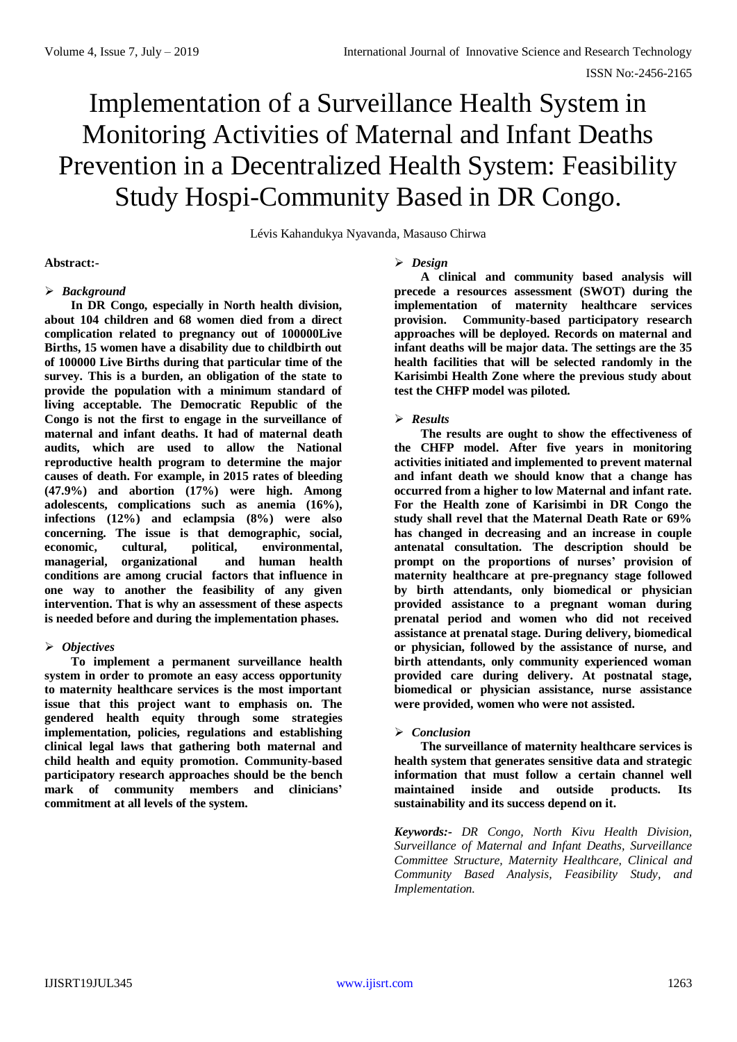# Implementation of a Surveillance Health System in Monitoring Activities of Maternal and Infant Deaths Prevention in a Decentralized Health System: Feasibility Study Hospi-Community Based in DR Congo.

Lévis Kahandukya Nyavanda, Masauso Chirwa

**Abstract:-**

➢ ***Background***

**In DR Congo, especially in North health division, about 104 children and 68 women died from a direct complication related to pregnancy out of 100000Live Births, 15 women have a disability due to childbirth out of 100000 Live Births during that particular time of the survey. This is a burden, an obligation of the state to provide the population with a minimum standard of living acceptable. The Democratic Republic of the Congo is not the first to engage in the surveillance of maternal and infant deaths. It had of maternal death audits, which are used to allow the National reproductive health program to determine the major causes of death. For example, in 2015 rates of bleeding (47.9%) and abortion (17%) were high. Among adolescents, complications such as anemia (16%), infections (12%) and eclampsia (8%) were also concerning. The issue is that demographic, social, economic, cultural, political, environmental, managerial, organizational and human health conditions are among crucial factors that influence in one way to another the feasibility of any given intervention. That is why an assessment of these aspects is needed before and during the implementation phases.**

➢ ***Objectives***

**To implement a permanent surveillance health system in order to promote an easy access opportunity to maternity healthcare services is the most important issue that this project want to emphasis on. The gendered health equity through some strategies implementation, policies, regulations and establishing clinical legal laws that gathering both maternal and child health and equity promotion. Community-based participatory research approaches should be the bench mark of community members and clinicians' commitment at all levels of the system.**

➢ ***Design***

**A clinical and community based analysis will precede a resources assessment (SWOT) during the implementation of maternity healthcare services provision. Community-based participatory research approaches will be deployed. Records on maternal and infant deaths will be major data. The settings are the 35 health facilities that will be selected randomly in the Karisimbi Health Zone where the previous study about test the CHFP model was piloted.**

➢ ***Results***

**The results are ought to show the effectiveness of the CHFP model. After five years in monitoring activities initiated and implemented to prevent maternal and infant death we should know that a change has occurred from a higher to low Maternal and infant rate. For the Health zone of Karisimbi in DR Congo the study shall revel that the Maternal Death Rate or 69% has changed in decreasing and an increase in couple antenatal consultation. The description should be prompt on the proportions of nurses' provision of maternity healthcare at pre-pregnancy stage followed by birth attendants, only biomedical or physician provided assistance to a pregnant woman during prenatal period and women who did not received assistance at prenatal stage. During delivery, biomedical or physician, followed by the assistance of nurse, and birth attendants, only community experienced woman provided care during delivery. At postnatal stage, biomedical or physician assistance, nurse assistance were provided, women who were not assisted.**

➢ ***Conclusion***

**The surveillance of maternity healthcare services is health system that generates sensitive data and strategic information that must follow a certain channel well maintained inside and outside products. Its sustainability and its success depend on it.**

***Keywords:-*** *DR Congo, North Kivu Health Division, Surveillance of Maternal and Infant Deaths, Surveillance Committee Structure, Maternity Healthcare, Clinical and Community Based Analysis, Feasibility Study, and Implementation.*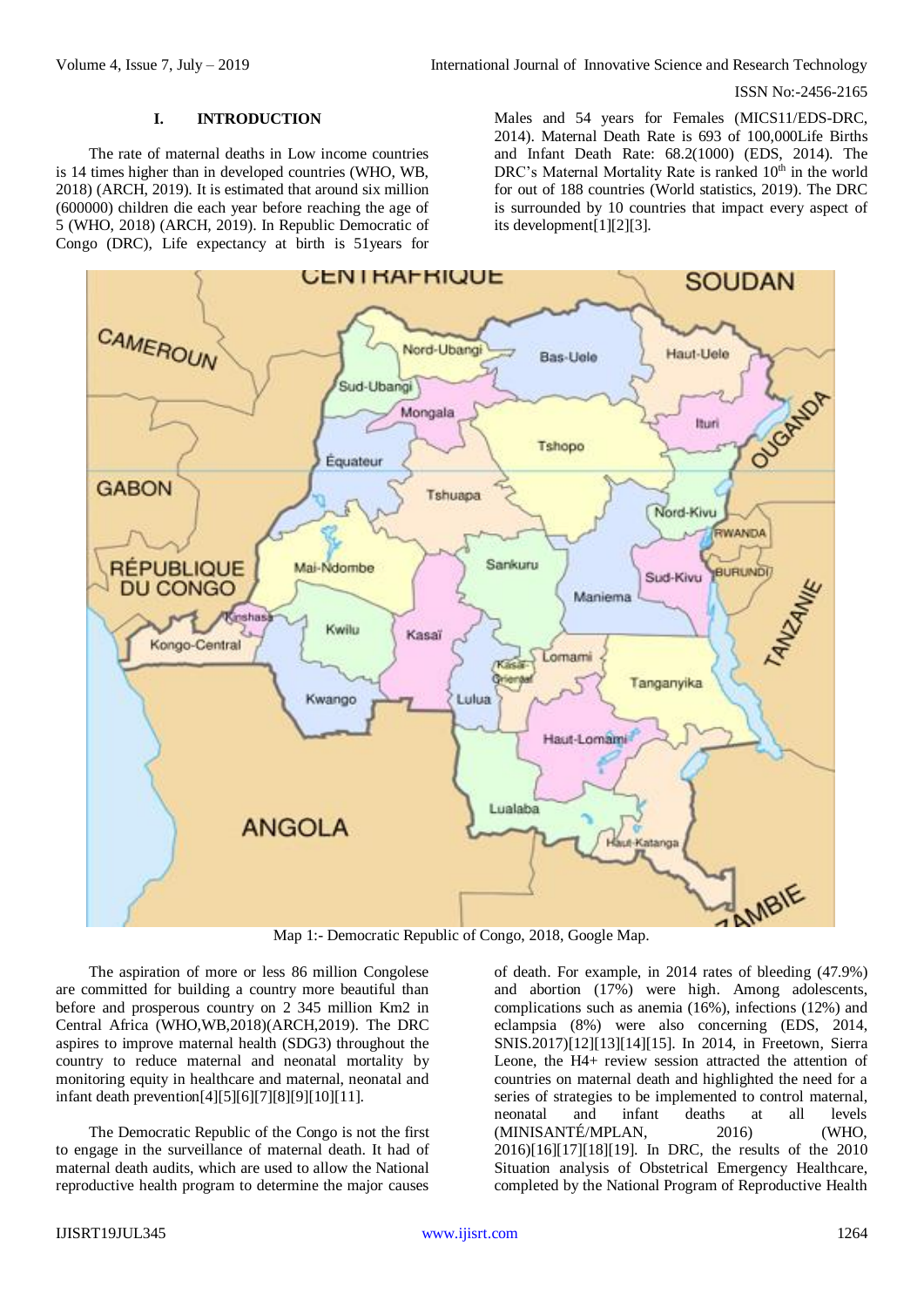## I. INTRODUCTION

The rate of maternal deaths in Low income countries is 14 times higher than in developed countries (WHO, WB, 2018) (ARCH, 2019). It is estimated that around six million (600000) children die each year before reaching the age of 5 (WHO, 2018) (ARCH, 2019). In Republic Democratic of Congo (DRC), Life expectancy at birth is 51years for Males and 54 years for Females (MICS11/EDS-DRC, 2014). Maternal Death Rate is 693 of 100,000Life Births and Infant Death Rate: 68.2(1000) (EDS, 2014). The DRC's Maternal Mortality Rate is ranked 10th in the world for out of 188 countries (World statistics, 2019). The DRC is surrounded by 10 countries that impact every aspect of its development[1][2][3].

Map 1:- Democratic Republic of Congo, 2018, Google Map.

The aspiration of more or less 86 million Congolese are committed for building a country more beautiful than before and prosperous country on 2 345 million Km2 in Central Africa (WHO,WB,2018)(ARCH,2019). The DRC aspires to improve maternal health (SDG3) throughout the country to reduce maternal and neonatal mortality by monitoring equity in healthcare and maternal, neonatal and infant death prevention[4][5][6][7][8][9][10][11].

The Democratic Republic of the Congo is not the first to engage in the surveillance of maternal death. It had of maternal death audits, which are used to allow the National reproductive health program to determine the major causes of death. For example, in 2014 rates of bleeding (47.9%) and abortion (17%) were high. Among adolescents, complications such as anemia (16%), infections (12%) and eclampsia (8%) were also concerning (EDS, 2014, SNIS.2017)[12][13][14][15]. In 2014, in Freetown, Sierra Leone, the H4+ review session attracted the attention of countries on maternal death and highlighted the need for a series of strategies to be implemented to control maternal, neonatal and infant deaths at all levels (MINISANTÉ/MPLAN, 2016) (WHO, 2016)[16][17][18][19]. In DRC, the results of the 2010 Situation analysis of Obstetrical Emergency Healthcare, completed by the National Program of Reproductive Health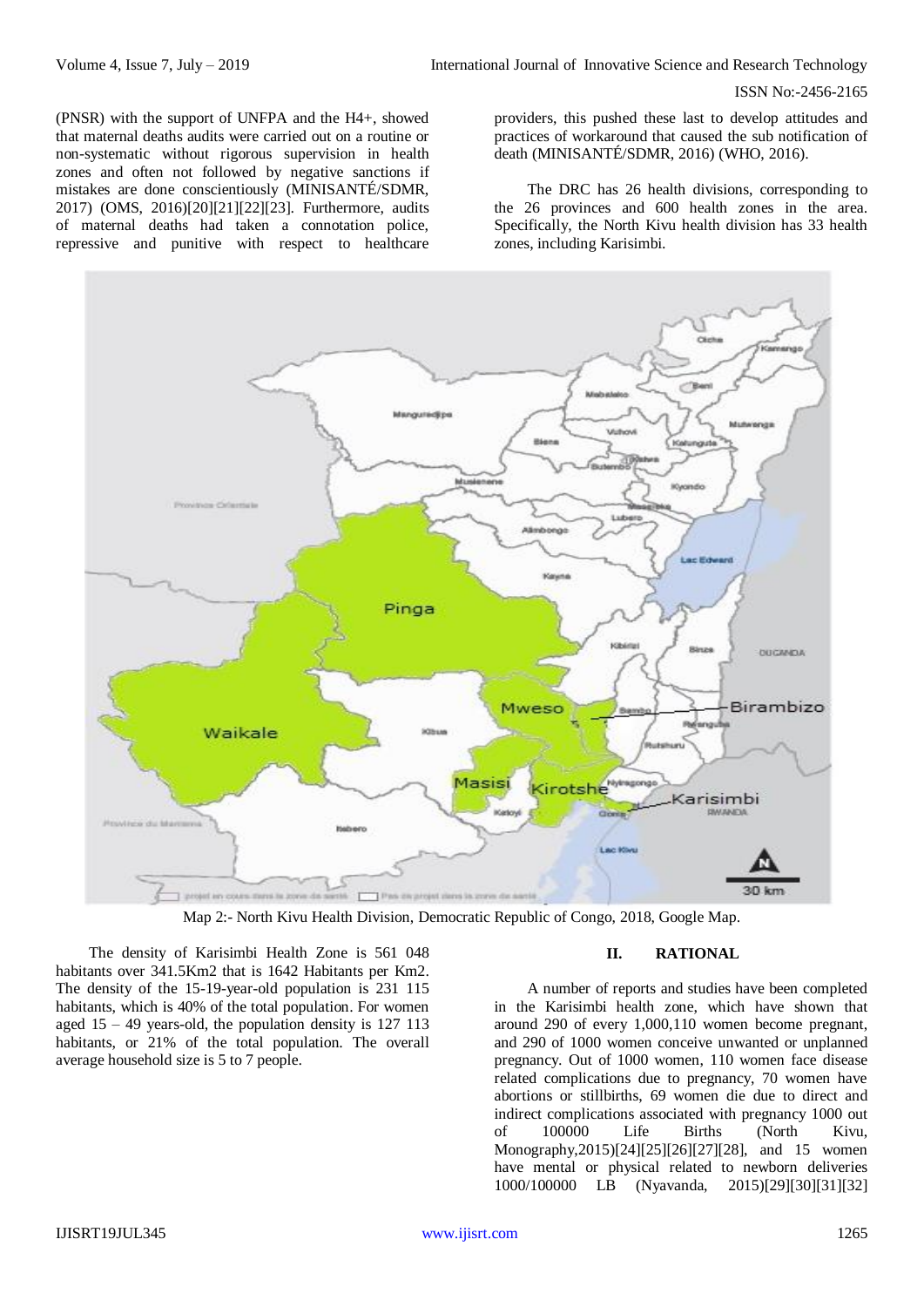(PNSR) with the support of UNFPA and the H4+, showed that maternal deaths audits were carried out on a routine or non-systematic without rigorous supervision in health zones and often not followed by negative sanctions if mistakes are done conscientiously (MINISANTÉ/SDMR, 2017) (OMS, 2016)[20][21][22][23]. Furthermore, audits of maternal deaths had taken a connotation police, repressive and punitive with respect to healthcare providers, this pushed these last to develop attitudes and practices of workaround that caused the sub notification of death (MINISANTÉ/SDMR, 2016) (WHO, 2016).

The DRC has 26 health divisions, corresponding to the 26 provinces and 600 health zones in the area. Specifically, the North Kivu health division has 33 health zones, including Karisimbi.

Map 2:- North Kivu Health Division, Democratic Republic of Congo, 2018, Google Map.

The density of Karisimbi Health Zone is 561 048 habitants over 341.5Km2 that is 1642 Habitants per Km2. The density of the 15-19-year-old population is 231 115 habitants, which is 40% of the total population. For women aged 15 – 49 years-old, the population density is 127 113 habitants, or 21% of the total population. The overall average household size is 5 to 7 people.

## II. RATIONAL

A number of reports and studies have been completed in the Karisimbi health zone, which have shown that around 290 of every 1,000,110 women become pregnant, and 290 of 1000 women conceive unwanted or unplanned pregnancy. Out of 1000 women, 110 women face disease related complications due to pregnancy, 70 women have abortions or stillbirths, 69 women die due to direct and indirect complications associated with pregnancy 1000 out of 100000 Life Births (North Kivu, Monography,2015)[24][25][26][27][28], and 15 women have mental or physical related to newborn deliveries 1000/100000 LB (Nyavanda, 2015)[29][30][31][32]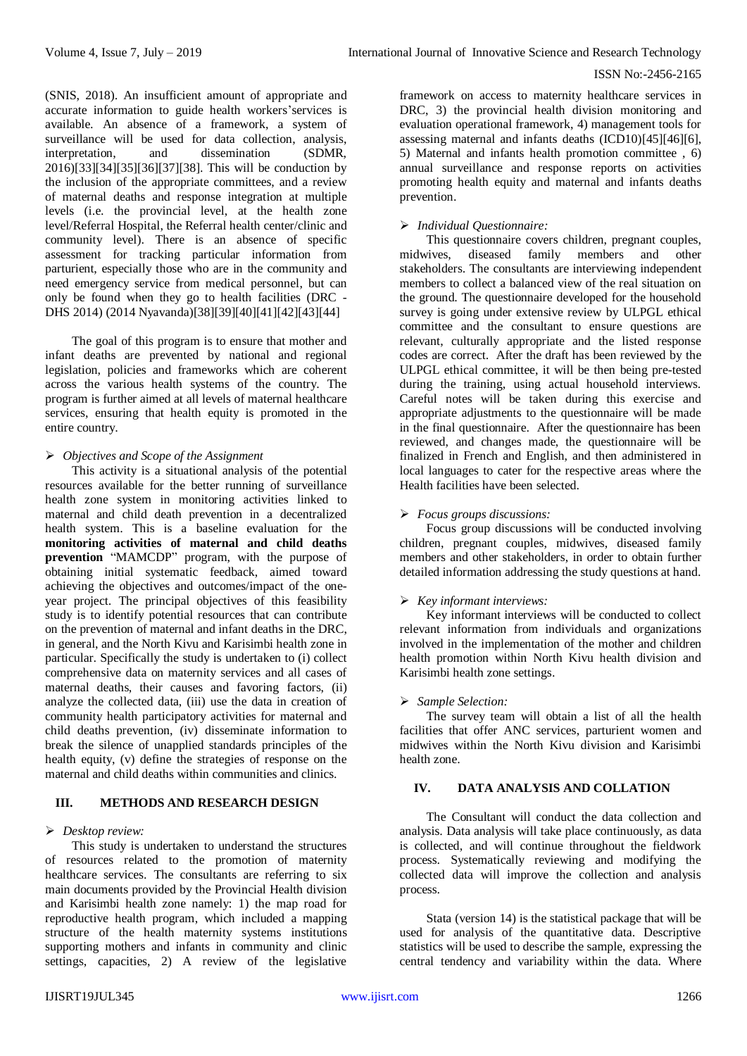(SNIS, 2018). An insufficient amount of appropriate and accurate information to guide health workers'services is available. An absence of a framework, a system of surveillance will be used for data collection, analysis, interpretation, and dissemination (SDMR, 2016)[33][34][35][36][37][38]. This will be conduction by the inclusion of the appropriate committees, and a review of maternal deaths and response integration at multiple levels (i.e. the provincial level, at the health zone level/Referral Hospital, the Referral health center/clinic and community level). There is an absence of specific assessment for tracking particular information from parturient, especially those who are in the community and need emergency service from medical personnel, but can only be found when they go to health facilities (DRC - DHS 2014) (2014 Nyavanda)[38][39][40][41][42][43][44]

The goal of this program is to ensure that mother and infant deaths are prevented by national and regional legislation, policies and frameworks which are coherent across the various health systems of the country. The program is further aimed at all levels of maternal healthcare services, ensuring that health equity is promoted in the entire country.

- *Objectives and Scope of the Assignment*

This activity is a situational analysis of the potential resources available for the better running of surveillance health zone system in monitoring activities linked to maternal and child death prevention in a decentralized health system. This is a baseline evaluation for the **monitoring activities of maternal and child deaths prevention** "MAMCDP" program, with the purpose of obtaining initial systematic feedback, aimed toward achieving the objectives and outcomes/impact of the one-year project. The principal objectives of this feasibility study is to identify potential resources that can contribute on the prevention of maternal and infant deaths in the DRC, in general, and the North Kivu and Karisimbi health zone in particular. Specifically the study is undertaken to (i) collect comprehensive data on maternity services and all cases of maternal deaths, their causes and favoring factors, (ii) analyze the collected data, (iii) use the data in creation of community health participatory activities for maternal and child deaths prevention, (iv) disseminate information to break the silence of unapplied standards principles of the health equity, (v) define the strategies of response on the maternal and child deaths within communities and clinics.

## III. METHODS AND RESEARCH DESIGN

- *Desktop review:*

This study is undertaken to understand the structures of resources related to the promotion of maternity healthcare services. The consultants are referring to six main documents provided by the Provincial Health division and Karisimbi health zone namely: 1) the map road for reproductive health program, which included a mapping structure of the health maternity systems institutions supporting mothers and infants in community and clinic settings, capacities, 2) A review of the legislative framework on access to maternity healthcare services in DRC, 3) the provincial health division monitoring and evaluation operational framework, 4) management tools for assessing maternal and infants deaths (ICD10)[45][46][6], 5) Maternal and infants health promotion committee , 6) annual surveillance and response reports on activities promoting health equity and maternal and infants deaths prevention.

- *Individual Questionnaire:*

This questionnaire covers children, pregnant couples, midwives, diseased family members and other stakeholders. The consultants are interviewing independent members to collect a balanced view of the real situation on the ground. The questionnaire developed for the household survey is going under extensive review by ULPGL ethical committee and the consultant to ensure questions are relevant, culturally appropriate and the listed response codes are correct. After the draft has been reviewed by the ULPGL ethical committee, it will be then being pre-tested during the training, using actual household interviews. Careful notes will be taken during this exercise and appropriate adjustments to the questionnaire will be made in the final questionnaire. After the questionnaire has been reviewed, and changes made, the questionnaire will be finalized in French and English, and then administered in local languages to cater for the respective areas where the Health facilities have been selected.

- *Focus groups discussions:*

Focus group discussions will be conducted involving children, pregnant couples, midwives, diseased family members and other stakeholders, in order to obtain further detailed information addressing the study questions at hand.

- *Key informant interviews:*

Key informant interviews will be conducted to collect relevant information from individuals and organizations involved in the implementation of the mother and children health promotion within North Kivu health division and Karisimbi health zone settings.

- *Sample Selection:*

The survey team will obtain a list of all the health facilities that offer ANC services, parturient women and midwives within the North Kivu division and Karisimbi health zone.

## IV. DATA ANALYSIS AND COLLATION

The Consultant will conduct the data collection and analysis. Data analysis will take place continuously, as data is collected, and will continue throughout the fieldwork process. Systematically reviewing and modifying the collected data will improve the collection and analysis process.

Stata (version 14) is the statistical package that will be used for analysis of the quantitative data. Descriptive statistics will be used to describe the sample, expressing the central tendency and variability within the data. Where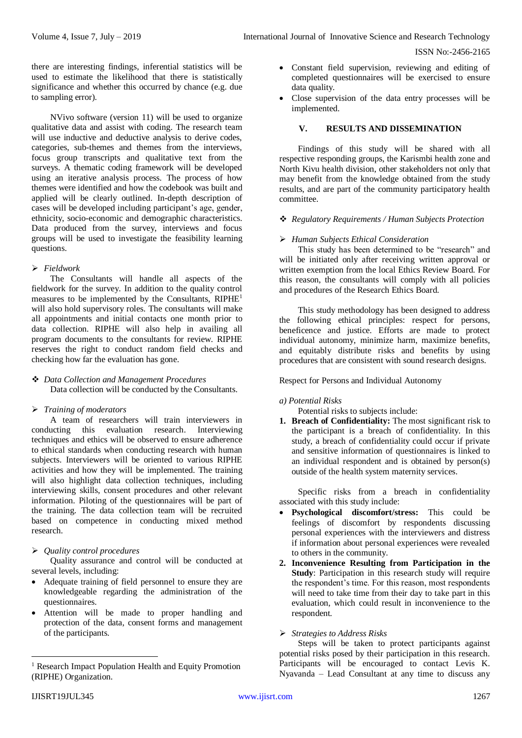there are interesting findings, inferential statistics will be used to estimate the likelihood that there is statistically significance and whether this occurred by chance (e.g. due to sampling error).

NVivo software (version 11) will be used to organize qualitative data and assist with coding. The research team will use inductive and deductive analysis to derive codes, categories, sub-themes and themes from the interviews, focus group transcripts and qualitative text from the surveys. A thematic coding framework will be developed using an iterative analysis process. The process of how themes were identified and how the codebook was built and applied will be clearly outlined. In-depth description of cases will be developed including participant's age, gender, ethnicity, socio-economic and demographic characteristics. Data produced from the survey, interviews and focus groups will be used to investigate the feasibility learning questions.

- *Fieldwork*

The Consultants will handle all aspects of the fieldwork for the survey. In addition to the quality control measures to be implemented by the Consultants, RIPHE[1] will also hold supervisory roles. The consultants will make all appointments and initial contacts one month prior to data collection. RIPHE will also help in availing all program documents to the consultants for review. RIPHE reserves the right to conduct random field checks and checking how far the evaluation has gone.

- *Data Collection and Management Procedures*

Data collection will be conducted by the Consultants.

- *Training of moderators*

A team of researchers will train interviewers in conducting this evaluation research. Interviewing techniques and ethics will be observed to ensure adherence to ethical standards when conducting research with human subjects. Interviewers will be oriented to various RIPHE activities and how they will be implemented. The training will also highlight data collection techniques, including interviewing skills, consent procedures and other relevant information. Piloting of the questionnaires will be part of the training. The data collection team will be recruited based on competence in conducting mixed method research.

- *Quality control procedures*

Quality assurance and control will be conducted at several levels, including:

- Adequate training of field personnel to ensure they are knowledgeable regarding the administration of the questionnaires.
- Attention will be made to proper handling and protection of the data, consent forms and management of the participants.
- Constant field supervision, reviewing and editing of completed questionnaires will be exercised to ensure data quality.
- Close supervision of the data entry processes will be implemented.

## V. RESULTS AND DISSEMINATION

Findings of this study will be shared with all respective responding groups, the Karismbi health zone and North Kivu health division, other stakeholders not only that may benefit from the knowledge obtained from the study results, and are part of the community participatory health committee.

- *Regulatory Requirements / Human Subjects Protection*

- *Human Subjects Ethical Consideration*

This study has been determined to be "research" and will be initiated only after receiving written approval or written exemption from the local Ethics Review Board. For this reason, the consultants will comply with all policies and procedures of the Research Ethics Board.

This study methodology has been designed to address the following ethical principles: respect for persons, beneficence and justice. Efforts are made to protect individual autonomy, minimize harm, maximize benefits, and equitably distribute risks and benefits by using procedures that are consistent with sound research designs.

Respect for Persons and Individual Autonomy

*a) Potential Risks*

Potential risks to subjects include:

1. **Breach of Confidentiality:** The most significant risk to the participant is a breach of confidentiality. In this study, a breach of confidentiality could occur if private and sensitive information of questionnaires is linked to an individual respondent and is obtained by person(s) outside of the health system maternity services.

Specific risks from a breach in confidentiality associated with this study include:

- **Psychological discomfort/stress:** This could be feelings of discomfort by respondents discussing personal experiences with the interviewers and distress if information about personal experiences were revealed to others in the community.

2. **Inconvenience Resulting from Participation in the Study**: Participation in this research study will require the respondent's time. For this reason, most respondents will need to take time from their day to take part in this evaluation, which could result in inconvenience to the respondent.

- *Strategies to Address Risks*

Steps will be taken to protect participants against potential risks posed by their participation in this research. Participants will be encouraged to contact Levis K. Nyavanda – Lead Consultant at any time to discuss any

[1] Research Impact Population Health and Equity Promotion (RIPHE) Organization.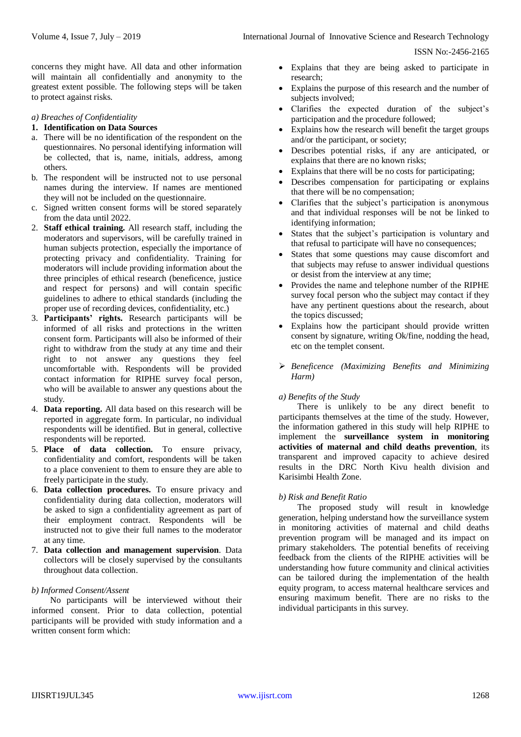concerns they might have. All data and other information will maintain all confidentially and anonymity to the greatest extent possible. The following steps will be taken to protect against risks.

*a) Breaches of Confidentiality*

1. **Identification on Data Sources**
   a. There will be no identification of the respondent on the questionnaires. No personal identifying information will be collected, that is, name, initials, address, among others.
   b. The respondent will be instructed not to use personal names during the interview. If names are mentioned they will not be included on the questionnaire.
   c. Signed written consent forms will be stored separately from the data until 2022.
2. **Staff ethical training.** All research staff, including the moderators and supervisors, will be carefully trained in human subjects protection, especially the importance of protecting privacy and confidentiality. Training for moderators will include providing information about the three principles of ethical research (beneficence, justice and respect for persons) and will contain specific guidelines to adhere to ethical standards (including the proper use of recording devices, confidentiality, etc.)
3. **Participants' rights.** Research participants will be informed of all risks and protections in the written consent form. Participants will also be informed of their right to withdraw from the study at any time and their right to not answer any questions they feel uncomfortable with. Respondents will be provided contact information for RIPHE survey focal person, who will be available to answer any questions about the study.
4. **Data reporting.** All data based on this research will be reported in aggregate form. In particular, no individual respondents will be identified. But in general, collective respondents will be reported.
5. **Place of data collection.** To ensure privacy, confidentiality and comfort, respondents will be taken to a place convenient to them to ensure they are able to freely participate in the study.
6. **Data collection procedures.** To ensure privacy and confidentiality during data collection, moderators will be asked to sign a confidentiality agreement as part of their employment contract. Respondents will be instructed not to give their full names to the moderator at any time.
7. **Data collection and management supervision**. Data collectors will be closely supervised by the consultants throughout data collection.

*b) Informed Consent/Assent*

No participants will be interviewed without their informed consent. Prior to data collection, potential participants will be provided with study information and a written consent form which:

- Explains that they are being asked to participate in research;
- Explains the purpose of this research and the number of subjects involved;
- Clarifies the expected duration of the subject's participation and the procedure followed;
- Explains how the research will benefit the target groups and/or the participant, or society;
- Describes potential risks, if any are anticipated, or explains that there are no known risks;
- Explains that there will be no costs for participating;
- Describes compensation for participating or explains that there will be no compensation;
- Clarifies that the subject's participation is anonymous and that individual responses will be not be linked to identifying information;
- States that the subject's participation is voluntary and that refusal to participate will have no consequences;
- States that some questions may cause discomfort and that subjects may refuse to answer individual questions or desist from the interview at any time;
- Provides the name and telephone number of the RIPHE survey focal person who the subject may contact if they have any pertinent questions about the research, about the topics discussed;
- Explains how the participant should provide written consent by signature, writing Ok/fine, nodding the head, etc on the templet consent.

➢ *Beneficence (Maximizing Benefits and Minimizing Harm)*

*a) Benefits of the Study*

There is unlikely to be any direct benefit to participants themselves at the time of the study. However, the information gathered in this study will help RIPHE to implement the **surveillance system in monitoring activities of maternal and child deaths prevention**, its transparent and improved capacity to achieve desired results in the DRC North Kivu health division and Karisimbi Health Zone.

*b) Risk and Benefit Ratio*

The proposed study will result in knowledge generation, helping understand how the surveillance system in monitoring activities of maternal and child deaths prevention program will be managed and its impact on primary stakeholders. The potential benefits of receiving feedback from the clients of the RIPHE activities will be understanding how future community and clinical activities can be tailored during the implementation of the health equity program, to access maternal healthcare services and ensuring maximum benefit. There are no risks to the individual participants in this survey.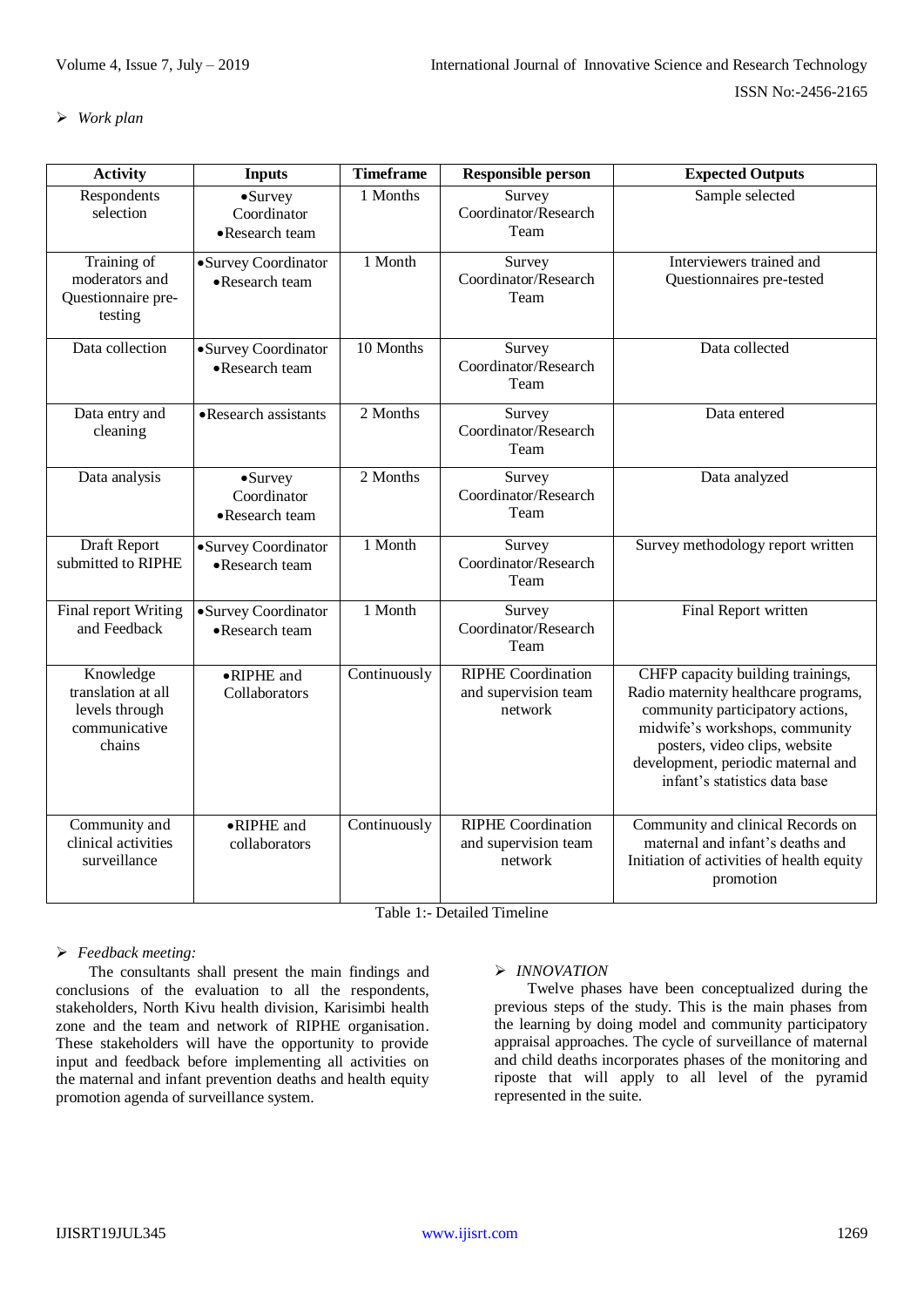➢ *Work plan*

| Activity | Inputs | Timeframe | Responsible person | Expected Outputs |
|---|---|---|---|---|
| Respondents selection | • Survey Coordinator • Research team | 1 Months | Survey Coordinator/Research Team | Sample selected |
| Training of moderators and Questionnaire pre-testing | • Survey Coordinator • Research team | 1 Month | Survey Coordinator/Research Team | Interviewers trained and Questionnaires pre-tested |
| Data collection | • Survey Coordinator • Research team | 10 Months | Survey Coordinator/Research Team | Data collected |
| Data entry and cleaning | • Research assistants | 2 Months | Survey Coordinator/Research Team | Data entered |
| Data analysis | • Survey Coordinator • Research team | 2 Months | Survey Coordinator/Research Team | Data analyzed |
| Draft Report submitted to RIPHE | • Survey Coordinator • Research team | 1 Month | Survey Coordinator/Research Team | Survey methodology report written |
| Final report Writing and Feedback | • Survey Coordinator • Research team | 1 Month | Survey Coordinator/Research Team | Final Report written |
| Knowledge translation at all levels through communicative chains | • RIPHE and Collaborators | Continuously | RIPHE Coordination and supervision team network | CHFP capacity building trainings, Radio maternity healthcare programs, community participatory actions, midwife's workshops, community posters, video clips, website development, periodic maternal and infant's statistics data base |
| Community and clinical activities surveillance | • RIPHE and collaborators | Continuously | RIPHE Coordination and supervision team network | Community and clinical Records on maternal and infant's deaths and Initiation of activities of health equity promotion |

Table 1:- Detailed Timeline

➢ *Feedback meeting:*

The consultants shall present the main findings and conclusions of the evaluation to all the respondents, stakeholders, North Kivu health division, Karisimbi health zone and the team and network of RIPHE organisation. These stakeholders will have the opportunity to provide input and feedback before implementing all activities on the maternal and infant prevention deaths and health equity promotion agenda of surveillance system.

➢ *INNOVATION*

Twelve phases have been conceptualized during the previous steps of the study. This is the main phases from the learning by doing model and community participatory appraisal approaches. The cycle of surveillance of maternal and child deaths incorporates phases of the monitoring and riposte that will apply to all level of the pyramid represented in the suite.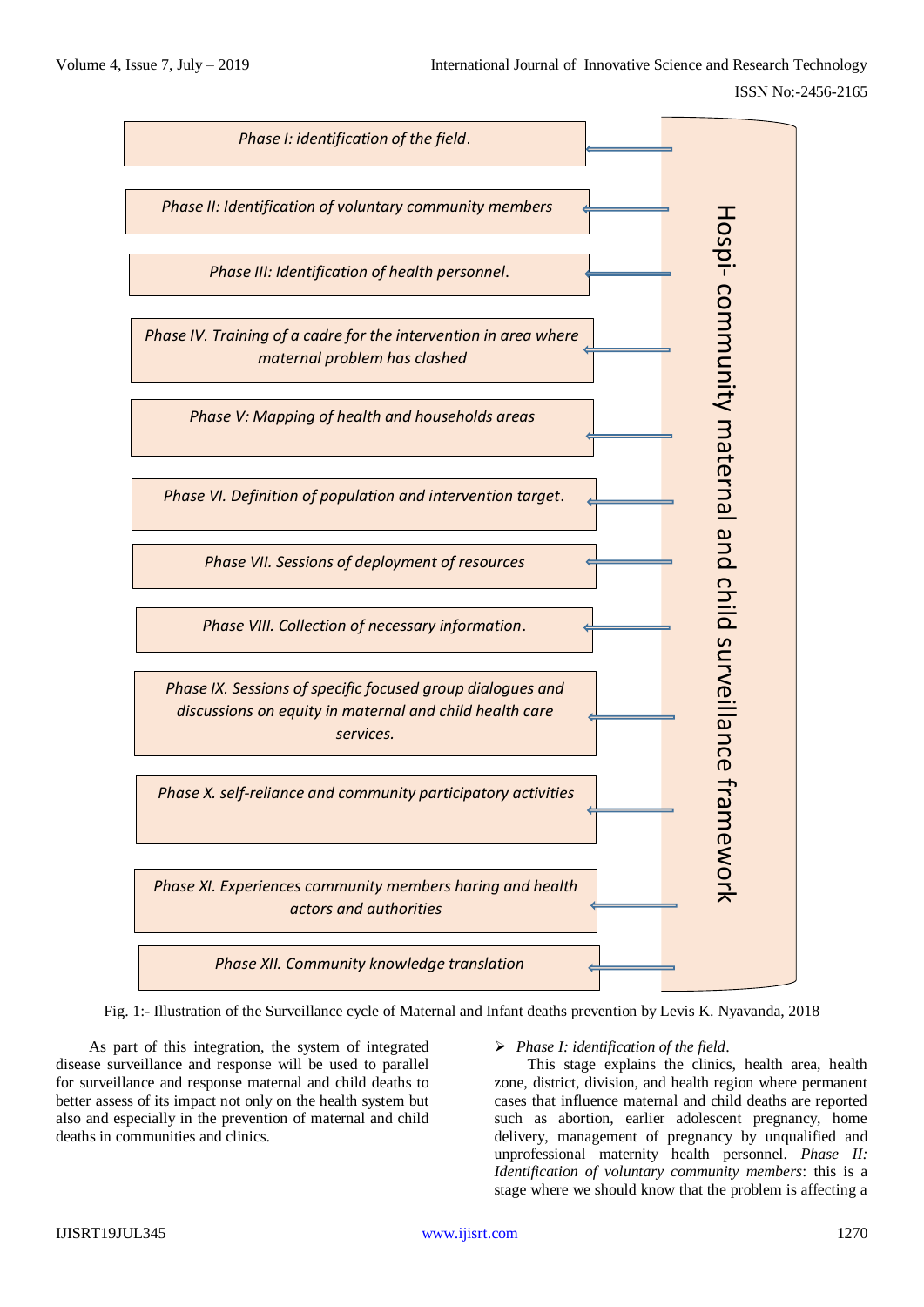Phase I: identification of the field.

Phase II: Identification of voluntary community members

Phase III: Identification of health personnel.

Phase IV. Training of a cadre for the intervention in area where maternal problem has clashed

Phase V: Mapping of health and households areas

Phase VI. Definition of population and intervention target.

Phase VII. Sessions of deployment of resources

Phase VIII. Collection of necessary information.

Phase IX. Sessions of specific focused group dialogues and discussions on equity in maternal and child health care services.

Phase X. self-reliance and community participatory activities

Phase XI. Experiences community members haring and health actors and authorities

Phase XII. Community knowledge translation

Hospi- community maternal and child surveillance framework

Fig. 1:- Illustration of the Surveillance cycle of Maternal and Infant deaths prevention by Levis K. Nyavanda, 2018

As part of this integration, the system of integrated disease surveillance and response will be used to parallel for surveillance and response maternal and child deaths to better assess of its impact not only on the health system but also and especially in the prevention of maternal and child deaths in communities and clinics.

- *Phase I: identification of the field.*

This stage explains the clinics, health area, health zone, district, division, and health region where permanent cases that influence maternal and child deaths are reported such as abortion, earlier adolescent pregnancy, home delivery, management of pregnancy by unqualified and unprofessional maternity health personnel. *Phase II: Identification of voluntary community members*: this is a stage where we should know that the problem is affecting a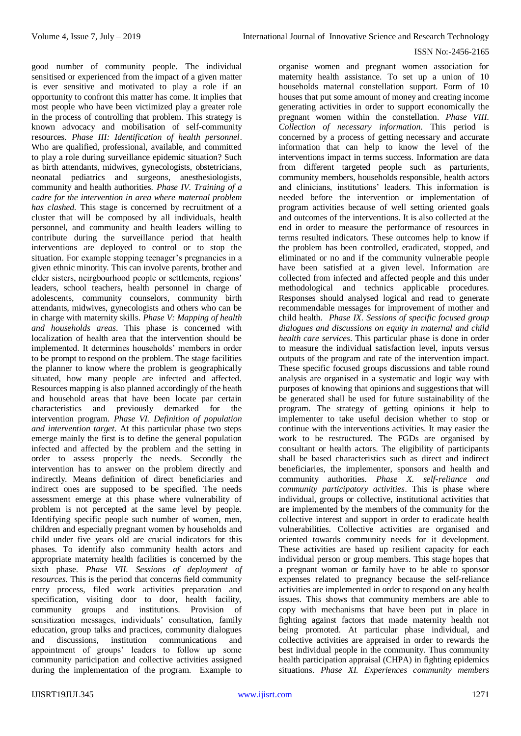good number of community people. The individual sensitised or experienced from the impact of a given matter is ever sensitive and motivated to play a role if an opportunity to confront this matter has come. It implies that most people who have been victimized play a greater role in the process of controlling that problem. This strategy is known advocacy and mobilisation of self-community resources. *Phase III: Identification of health personnel*. Who are qualified, professional, available, and committed to play a role during surveillance epidemic situation? Such as birth attendants, midwives, gynecologists, obstetricians, neonatal pediatrics and surgeons, anesthesiologists, community and health authorities. *Phase IV. Training of a cadre for the intervention in area where maternal problem has clashed.* This stage is concerned by recruitment of a cluster that will be composed by all individuals, health personnel, and community and health leaders willing to contribute during the surveillance period that health interventions are deployed to control or to stop the situation. For example stopping teenager's pregnancies in a given ethnic minority. This can involve parents, brother and elder sisters, neirgbourhood people or settlements, regions' leaders, school teachers, health personnel in charge of adolescents, community counselors, community birth attendants, midwives, gynecologists and others who can be in charge with maternity skills. *Phase V: Mapping of health and households areas*. This phase is concerned with localization of health area that the intervention should be implemented. It determines households' members in order to be prompt to respond on the problem. The stage facilities the planner to know where the problem is geographically situated, how many people are infected and affected. Resources mapping is also planned accordingly of the heath and household areas that have been locate par certain characteristics and previously demarked for the intervention program. *Phase VI. Definition of population and intervention target*. At this particular phase two steps emerge mainly the first is to define the general population infected and affected by the problem and the setting in order to assess properly the needs. Secondly the intervention has to answer on the problem directly and indirectly. Means definition of direct beneficiaries and indirect ones are supposed to be specified. The needs assessment emerge at this phase where vulnerability of problem is not percepted at the same level by people. Identifying specific people such number of women, men, children and especially pregnant women by households and child under five years old are crucial indicators for this phases. To identify also community health actors and appropriate maternity health facilities is concerned by the sixth phase. *Phase VII. Sessions of deployment of resources*. This is the period that concerns field community entry process, filed work activities preparation and specification, visiting door to door, health facility, community groups and institutions. Provision of sensitization messages, individuals' consultation, family education, group talks and practices, community dialogues and discussions, institution communications and appointment of groups' leaders to follow up some community participation and collective activities assigned during the implementation of the program. Example to organise women and pregnant women association for maternity health assistance. To set up a union of 10 households maternal constellation support. Form of 10 houses that put some amount of money and creating income generating activities in order to support economically the pregnant women within the constellation. *Phase VIII. Collection of necessary information.* This period is concerned by a process of getting necessary and accurate information that can help to know the level of the interventions impact in terms success. Information are data from different targeted people such as parturients, community members, households responsible, health actors and clinicians, institutions' leaders. This information is needed before the intervention or implementation of program activities because of well setting oriented goals and outcomes of the interventions. It is also collected at the end in order to measure the performance of resources in terms resulted indicators. These outcomes help to know if the problem has been controlled, eradicated, stopped, and eliminated or no and if the community vulnerable people have been satisfied at a given level. Information are collected from infected and affected people and this under methodological and technics applicable procedures. Responses should analysed logical and read to generate recommendable messages for improvement of mother and child health. *Phase IX. Sessions of specific focused group dialogues and discussions on equity in maternal and child health care services*. This particular phase is done in order to measure the individual satisfaction level, inputs versus outputs of the program and rate of the intervention impact. These specific focused groups discussions and table round analysis are organised in a systematic and logic way with purposes of knowing that opinions and suggestions that will be generated shall be used for future sustainability of the program. The strategy of getting opinions it help to implementer to take useful decision whether to stop or continue with the interventions activities. It may easier the work to be restructured. The FGDs are organised by consultant or health actors. The eligibility of participants shall be based characteristics such as direct and indirect beneficiaries, the implementer, sponsors and health and community authorities. *Phase X. self-reliance and community participatory activities*. This is phase where individual, groups or collective, institutional activities that are implemented by the members of the community for the collective interest and support in order to eradicate health vulnerabilities. Collective activities are organised and oriented towards community needs for it development. These activities are based up resilient capacity for each individual person or group members. This stage hopes that a pregnant woman or family have to be able to sponsor expenses related to pregnancy because the self-reliance activities are implemented in order to respond on any health issues. This shows that community members are able to copy with mechanisms that have been put in place in fighting against factors that made maternity health not being promoted. At particular phase individual, and collective activities are appraised in order to rewards the best individual people in the community. Thus community health participation appraisal (CHPA) in fighting epidemics situations. *Phase XI. Experiences community members*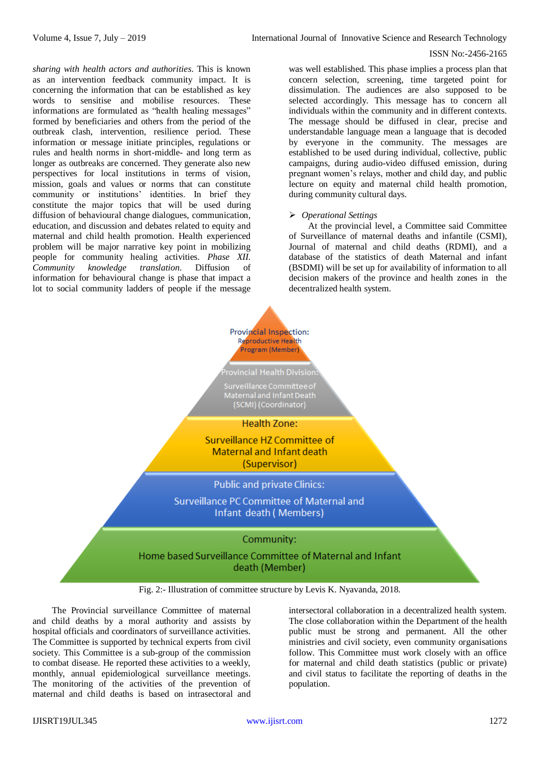*sharing with health actors and authorities.* This is known as an intervention feedback community impact. It is concerning the information that can be established as key words to sensitise and mobilise resources. These informations are formulated as "health healing messages" formed by beneficiaries and others from the period of the outbreak clash, intervention, resilience period. These information or message initiate principles, regulations or rules and health norms in short-middle- and long term as longer as outbreaks are concerned. They generate also new perspectives for local institutions in terms of vision, mission, goals and values or norms that can constitute community or institutions' identities. In brief they constitute the major topics that will be used during diffusion of behavioural change dialogues, communication, education, and discussion and debates related to equity and maternal and child health promotion. Health experienced problem will be major narrative key point in mobilizing people for community healing activities. *Phase XII. Community knowledge translation.* Diffusion of information for behavioural change is phase that impact a lot to social community ladders of people if the message was well established. This phase implies a process plan that concern selection, screening, time targeted point for dissimulation. The audiences are also supposed to be selected accordingly. This message has to concern all individuals within the community and in different contexts. The message should be diffused in clear, precise and understandable language mean a language that is decoded by everyone in the community. The messages are established to be used during individual, collective, public campaigns, during audio-video diffused emission, during pregnant women's relays, mother and child day, and public lecture on equity and maternal child health promotion, during community cultural days.

- *Operational Settings*

At the provincial level, a Committee said Committee of Surveillance of maternal deaths and infantile (CSMI), Journal of maternal and child deaths (RDMI), and a database of the statistics of death Maternal and infant (BSDMI) will be set up for availability of information to all decision makers of the province and health zones in the decentralized health system.

Provincial Inspection:
Reproductive Health Program (Member)

Provincial Health Division:
Surveillance Committee of Maternal and Infant Death (SCMI) (Coordinator)

Health Zone:
Surveillance HZ Committee of Maternal and Infant death (Supervisor)

Public and private Clinics:
Surveillance PC Committee of Maternal and Infant death ( Members)

Community:
Home based Surveillance Committee of Maternal and Infant death (Member)

Fig. 2:- Illustration of committee structure by Levis K. Nyavanda, 2018.

The Provincial surveillance Committee of maternal and child deaths by a moral authority and assists by hospital officials and coordinators of surveillance activities. The Committee is supported by technical experts from civil society. This Committee is a sub-group of the commission to combat disease. He reported these activities to a weekly, monthly, annual epidemiological surveillance meetings. The monitoring of the activities of the prevention of maternal and child deaths is based on intrasectoral and intersectoral collaboration in a decentralized health system. The close collaboration within the Department of the health public must be strong and permanent. All the other ministries and civil society, even community organisations follow. This Committee must work closely with an office for maternal and child death statistics (public or private) and civil status to facilitate the reporting of deaths in the population.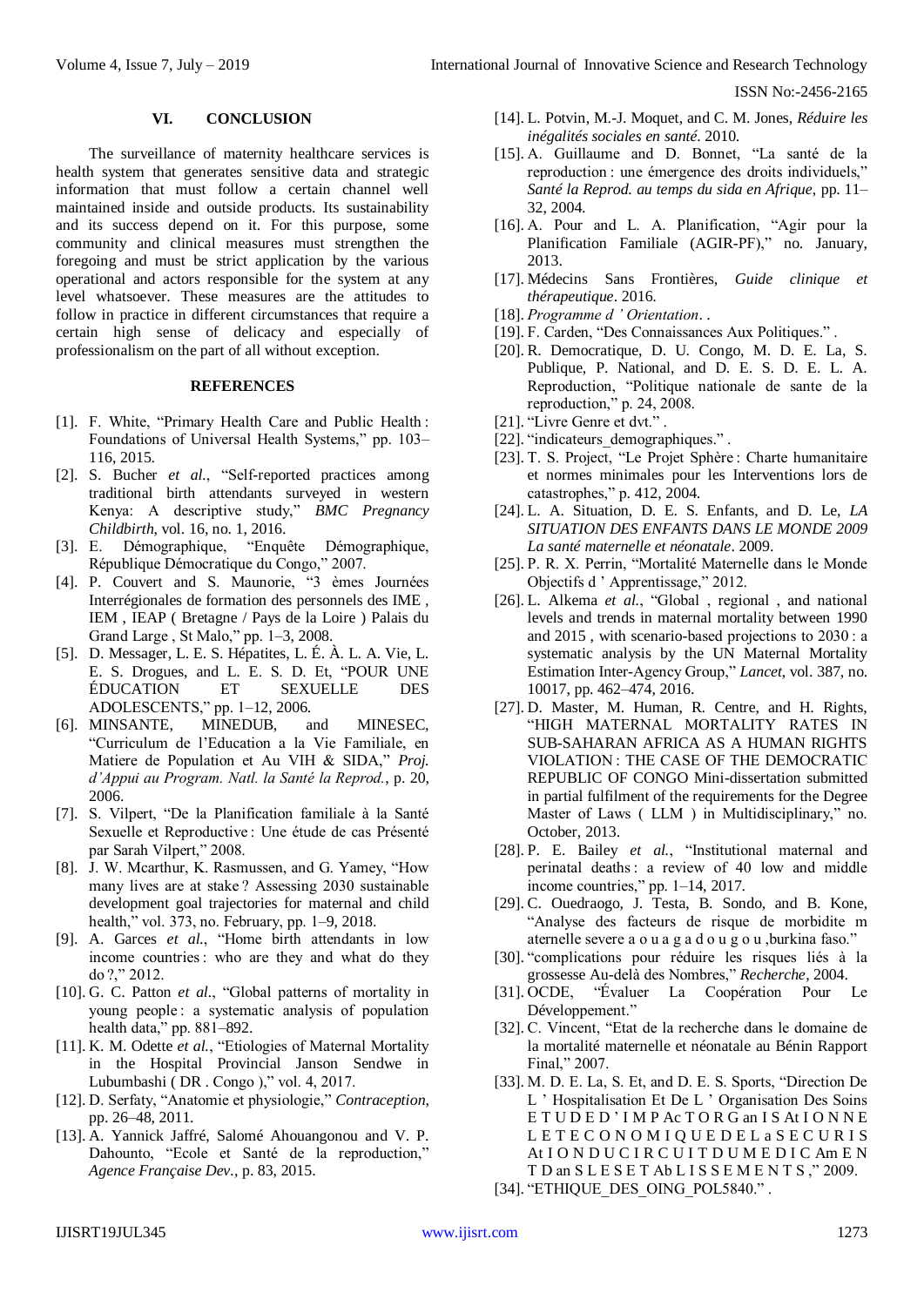## VI. CONCLUSION

The surveillance of maternity healthcare services is health system that generates sensitive data and strategic information that must follow a certain channel well maintained inside and outside products. Its sustainability and its success depend on it. For this purpose, some community and clinical measures must strengthen the foregoing and must be strict application by the various operational and actors responsible for the system at any level whatsoever. These measures are the attitudes to follow in practice in different circumstances that require a certain high sense of delicacy and especially of professionalism on the part of all without exception.

## REFERENCES

[1]. F. White, "Primary Health Care and Public Health : Foundations of Universal Health Systems," pp. 103–116, 2015.

[2]. S. Bucher *et al.*, "Self-reported practices among traditional birth attendants surveyed in western Kenya: A descriptive study," *BMC Pregnancy Childbirth*, vol. 16, no. 1, 2016.

[3]. E. Démographique, "Enquête Démographique, République Démocratique du Congo," 2007.

[4]. P. Couvert and S. Maunorie, "3 èmes Journées Interrégionales de formation des personnels des IME , IEM , IEAP ( Bretagne / Pays de la Loire ) Palais du Grand Large , St Malo," pp. 1–3, 2008.

[5]. D. Messager, L. E. S. Hépatites, L. É. À. L. A. Vie, L. E. S. Drogues, and L. E. S. D. Et, "POUR UNE ÉDUCATION ET SEXUELLE DES ADOLESCENTS," pp. 1–12, 2006.

[6]. MINSANTE, MINEDUB, and MINESEC, "Curriculum de l'Education a la Vie Familiale, en Matiere de Population et Au VIH & SIDA," *Proj. d'Appui au Program. Natl. la Santé la Reprod.*, p. 20, 2006.

[7]. S. Vilpert, "De la Planification familiale à la Santé Sexuelle et Reproductive : Une étude de cas Présenté par Sarah Vilpert," 2008.

[8]. J. W. Mcarthur, K. Rasmussen, and G. Yamey, "How many lives are at stake ? Assessing 2030 sustainable development goal trajectories for maternal and child health," vol. 373, no. February, pp. 1–9, 2018.

[9]. A. Garces *et al.*, "Home birth attendants in low income countries : who are they and what do they do ?," 2012.

[10]. G. C. Patton *et al.*, "Global patterns of mortality in young people : a systematic analysis of population health data," pp. 881–892.

[11]. K. M. Odette *et al.*, "Etiologies of Maternal Mortality in the Hospital Provincial Janson Sendwe in Lubumbashi ( DR . Congo )," vol. 4, 2017.

[12]. D. Serfaty, "Anatomie et physiologie," *Contraception*, pp. 26–48, 2011.

[13]. A. Yannick Jaffré, Salomé Ahouangonou and V. P. Dahounto, "Ecole et Santé de la reproduction," *Agence Française Dev.*, p. 83, 2015.

[14]. L. Potvin, M.-J. Moquet, and C. M. Jones, *Réduire les inégalités sociales en santé*. 2010.

[15]. A. Guillaume and D. Bonnet, "La santé de la reproduction : une émergence des droits individuels," *Santé la Reprod. au temps du sida en Afrique*, pp. 11–32, 2004.

[16]. A. Pour and L. A. Planification, "Agir pour la Planification Familiale (AGIR-PF)," no. January, 2013.

[17]. Médecins Sans Frontières, *Guide clinique et thérapeutique*. 2016.

[18]. *Programme d ' Orientation*. .

[19]. F. Carden, "Des Connaissances Aux Politiques." .

[20]. R. Democratique, D. U. Congo, M. D. E. La, S. Publique, P. National, and D. E. S. D. E. L. A. Reproduction, "Politique nationale de sante de la reproduction," p. 24, 2008.

[21]. "Livre Genre et dvt." .

[22]. "indicateurs_demographiques." .

[23]. T. S. Project, "Le Projet Sphère : Charte humanitaire et normes minimales pour les Interventions lors de catastrophes," p. 412, 2004.

[24]. L. A. Situation, D. E. S. Enfants, and D. Le, *LA SITUATION DES ENFANTS DANS LE MONDE 2009 La santé maternelle et néonatale*. 2009.

[25]. P. R. X. Perrin, "Mortalité Maternelle dans le Monde Objectifs d ' Apprentissage," 2012.

[26]. L. Alkema *et al.*, "Global , regional , and national levels and trends in maternal mortality between 1990 and 2015 , with scenario-based projections to 2030 : a systematic analysis by the UN Maternal Mortality Estimation Inter-Agency Group," *Lancet*, vol. 387, no. 10017, pp. 462–474, 2016.

[27]. D. Master, M. Human, R. Centre, and H. Rights, "HIGH MATERNAL MORTALITY RATES IN SUB-SAHARAN AFRICA AS A HUMAN RIGHTS VIOLATION : THE CASE OF THE DEMOCRATIC REPUBLIC OF CONGO Mini-dissertation submitted in partial fulfilment of the requirements for the Degree Master of Laws ( LLM ) in Multidisciplinary," no. October, 2013.

[28]. P. E. Bailey *et al.*, "Institutional maternal and perinatal deaths : a review of 40 low and middle income countries," pp. 1–14, 2017.

[29]. C. Ouedraogo, J. Testa, B. Sondo, and B. Kone, "Analyse des facteurs de risque de morbidite m aternelle severe a o u a g a d o u g o u ,burkina faso."

[30]. "complications pour réduire les risques liés à la grossesse Au-delà des Nombres," *Recherche*, 2004.

[31]. OCDE, "Évaluer La Coopération Pour Le Développement."

[32]. C. Vincent, "Etat de la recherche dans le domaine de la mortalité maternelle et néonatale au Bénin Rapport Final," 2007.

[33]. M. D. E. La, S. Et, and D. E. S. Sports, "Direction De L ' Hospitalisation Et De L ' Organisation Des Soins E T U D E D ' I M P Ac T O R G an I S At I O N N E L E T E C O N O M I Q U E D E L a S E C U R I S At I O N D U C I R C U I T D U M E D I C Am E N T D an S L E S E T Ab L I S S E M E N T S ," 2009.

[34]. "ETHIQUE_DES_OING_POL5840." .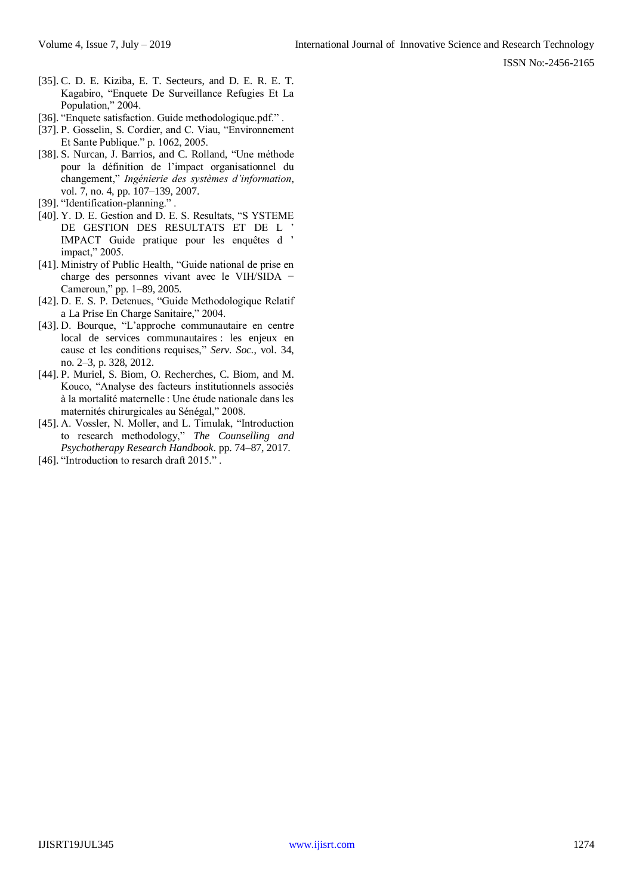[35]. C. D. E. Kiziba, E. T. Secteurs, and D. E. R. E. T. Kagabiro, "Enquete De Surveillance Refugies Et La Population," 2004.

[36]. "Enquete satisfaction. Guide methodologique.pdf." .

[37]. P. Gosselin, S. Cordier, and C. Viau, "Environnement Et Sante Publique." p. 1062, 2005.

[38]. S. Nurcan, J. Barrios, and C. Rolland, "Une méthode pour la définition de l'impact organisationnel du changement," *Ingénierie des systèmes d'information*, vol. 7, no. 4, pp. 107–139, 2007.

[39]. "Identification-planning." .

[40]. Y. D. E. Gestion and D. E. S. Resultats, "S YSTEME DE GESTION DES RESULTATS ET DE L ' IMPACT Guide pratique pour les enquêtes d ' impact," 2005.

[41]. Ministry of Public Health, "Guide national de prise en charge des personnes vivant avec le VIH/SIDA − Cameroun," pp. 1–89, 2005.

[42]. D. E. S. P. Detenues, "Guide Methodologique Relatif a La Prise En Charge Sanitaire," 2004.

[43]. D. Bourque, "L'approche communautaire en centre local de services communautaires : les enjeux en cause et les conditions requises," *Serv. Soc.*, vol. 34, no. 2–3, p. 328, 2012.

[44]. P. Muriel, S. Biom, O. Recherches, C. Biom, and M. Kouco, "Analyse des facteurs institutionnels associés à la mortalité maternelle : Une étude nationale dans les maternités chirurgicales au Sénégal," 2008.

[45]. A. Vossler, N. Moller, and L. Timulak, "Introduction to research methodology," *The Counselling and Psychotherapy Research Handbook*. pp. 74–87, 2017.

[46]. "Introduction to resarch draft 2015." .